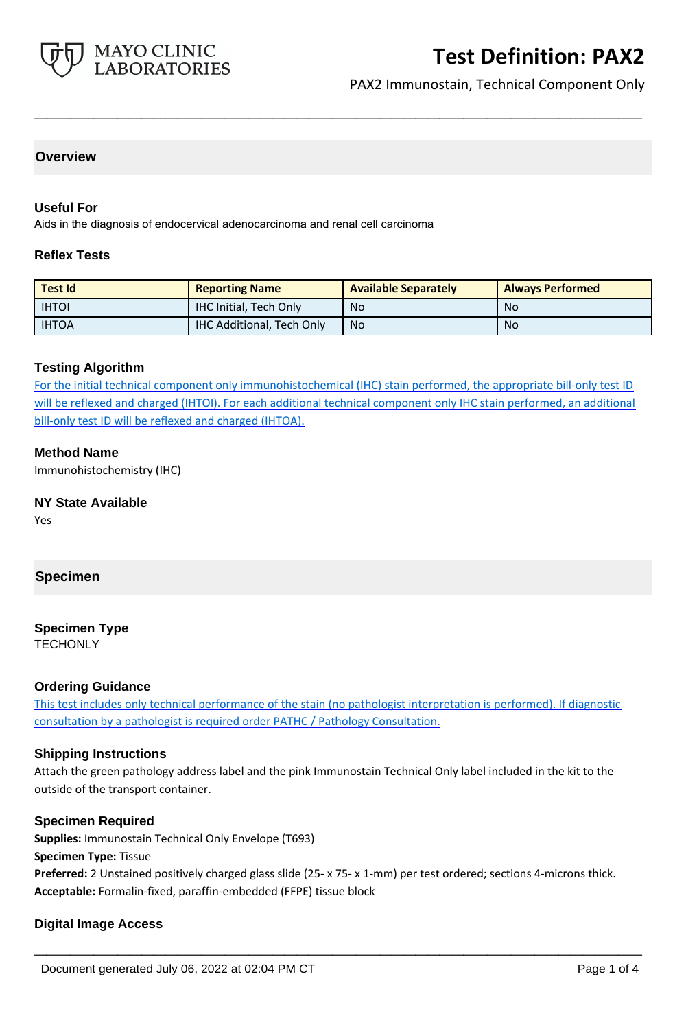# Test Definition: PAX2

PAX2 Immunostain, Technical Component Only

## Overview

### Useful For

Aids in the diagnosis of endocervical adenocarcinoma and renal cell carcinoma

### Reflex Tests

| Test Id | Reporting Name | Available Separately | Always Performed |
|---|---|---|---|
| IHTOI | IHC Initial, Tech Only | No | No |
| IHTOA | IHC Additional, Tech Only | No | No |

### Testing Algorithm

For the initial technical component only immunohistochemical (IHC) stain performed, the appropriate bill-only test ID will be reflexed and charged (IHTOI). For each additional technical component only IHC stain performed, an additional bill-only test ID will be reflexed and charged (IHTOA).

### Method Name

Immunohistochemistry (IHC)

### NY State Available

Yes

## Specimen

### Specimen Type

TECHONLY

### Ordering Guidance

This test includes only technical performance of the stain (no pathologist interpretation is performed). If diagnostic consultation by a pathologist is required order PATHC / Pathology Consultation.

### Shipping Instructions

Attach the green pathology address label and the pink Immunostain Technical Only label included in the kit to the outside of the transport container.

### Specimen Required

**Supplies:** Immunostain Technical Only Envelope (T693)

**Specimen Type:** Tissue

**Preferred:** 2 Unstained positively charged glass slide (25- x 75- x 1-mm) per test ordered; sections 4-microns thick.

**Acceptable:** Formalin-fixed, paraffin-embedded (FFPE) tissue block

### Digital Image Access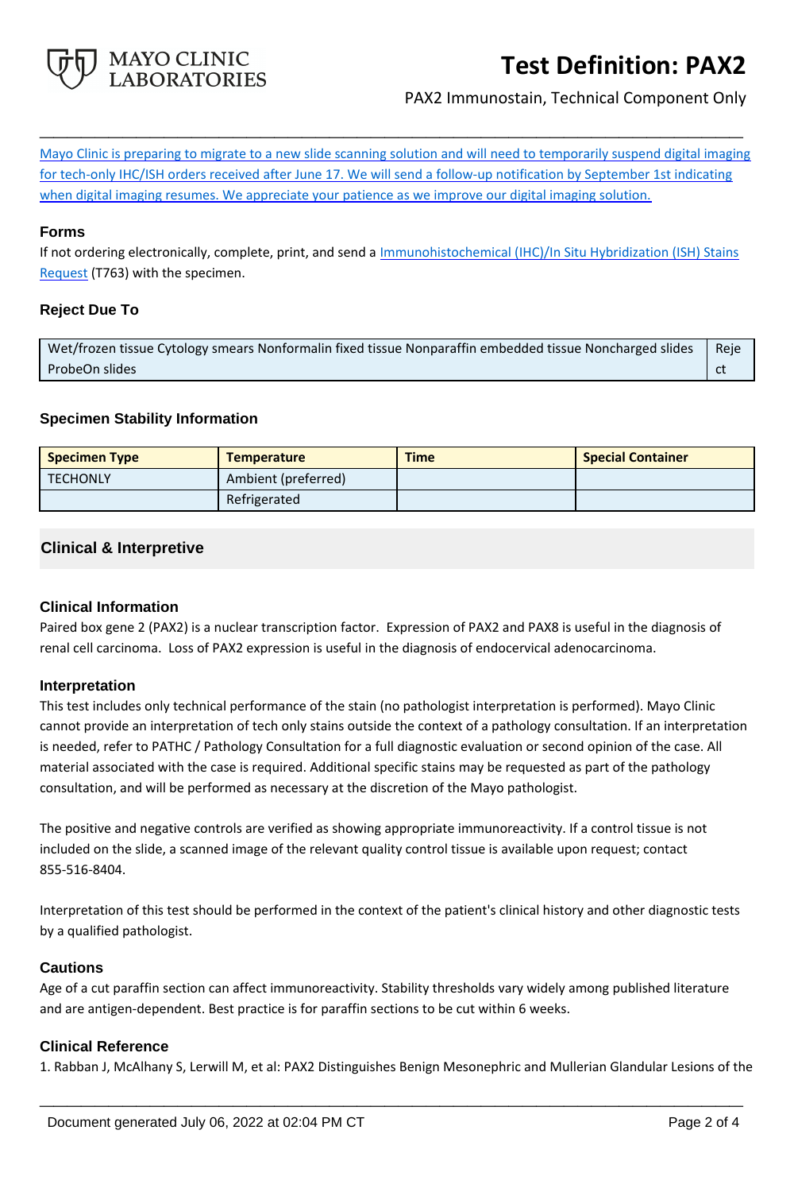Mayo Clinic is preparing to migrate to a new slide scanning solution and will need to temporarily suspend digital imaging for tech-only IHC/ISH orders received after June 17. We will send a follow-up notification by September 1st indicating when digital imaging resumes. We appreciate your patience as we improve our digital imaging solution.

### Forms

If not ordering electronically, complete, print, and send a Immunohistochemical (IHC)/In Situ Hybridization (ISH) Stains Request (T763) with the specimen.

### Reject Due To

| Wet/frozen tissue Cytology smears Nonformalin fixed tissue Nonparaffin embedded tissue Noncharged slides ProbeOn slides | Reject |
|---|---|

### Specimen Stability Information

| Specimen Type | Temperature | Time | Special Container |
|---|---|---|---|
| TECHONLY | Ambient (preferred) | | |
| | Refrigerated | | |

## Clinical & Interpretive

### Clinical Information

Paired box gene 2 (PAX2) is a nuclear transcription factor. Expression of PAX2 and PAX8 is useful in the diagnosis of renal cell carcinoma. Loss of PAX2 expression is useful in the diagnosis of endocervical adenocarcinoma.

### Interpretation

This test includes only technical performance of the stain (no pathologist interpretation is performed). Mayo Clinic cannot provide an interpretation of tech only stains outside the context of a pathology consultation. If an interpretation is needed, refer to PATHC / Pathology Consultation for a full diagnostic evaluation or second opinion of the case. All material associated with the case is required. Additional specific stains may be requested as part of the pathology consultation, and will be performed as necessary at the discretion of the Mayo pathologist.

The positive and negative controls are verified as showing appropriate immunoreactivity. If a control tissue is not included on the slide, a scanned image of the relevant quality control tissue is available upon request; contact 855-516-8404.

Interpretation of this test should be performed in the context of the patient's clinical history and other diagnostic tests by a qualified pathologist.

### Cautions

Age of a cut paraffin section can affect immunoreactivity. Stability thresholds vary widely among published literature and are antigen-dependent. Best practice is for paraffin sections to be cut within 6 weeks.

### Clinical Reference

1. Rabban J, McAlhany S, Lerwill M, et al: PAX2 Distinguishes Benign Mesonephric and Mullerian Glandular Lesions of the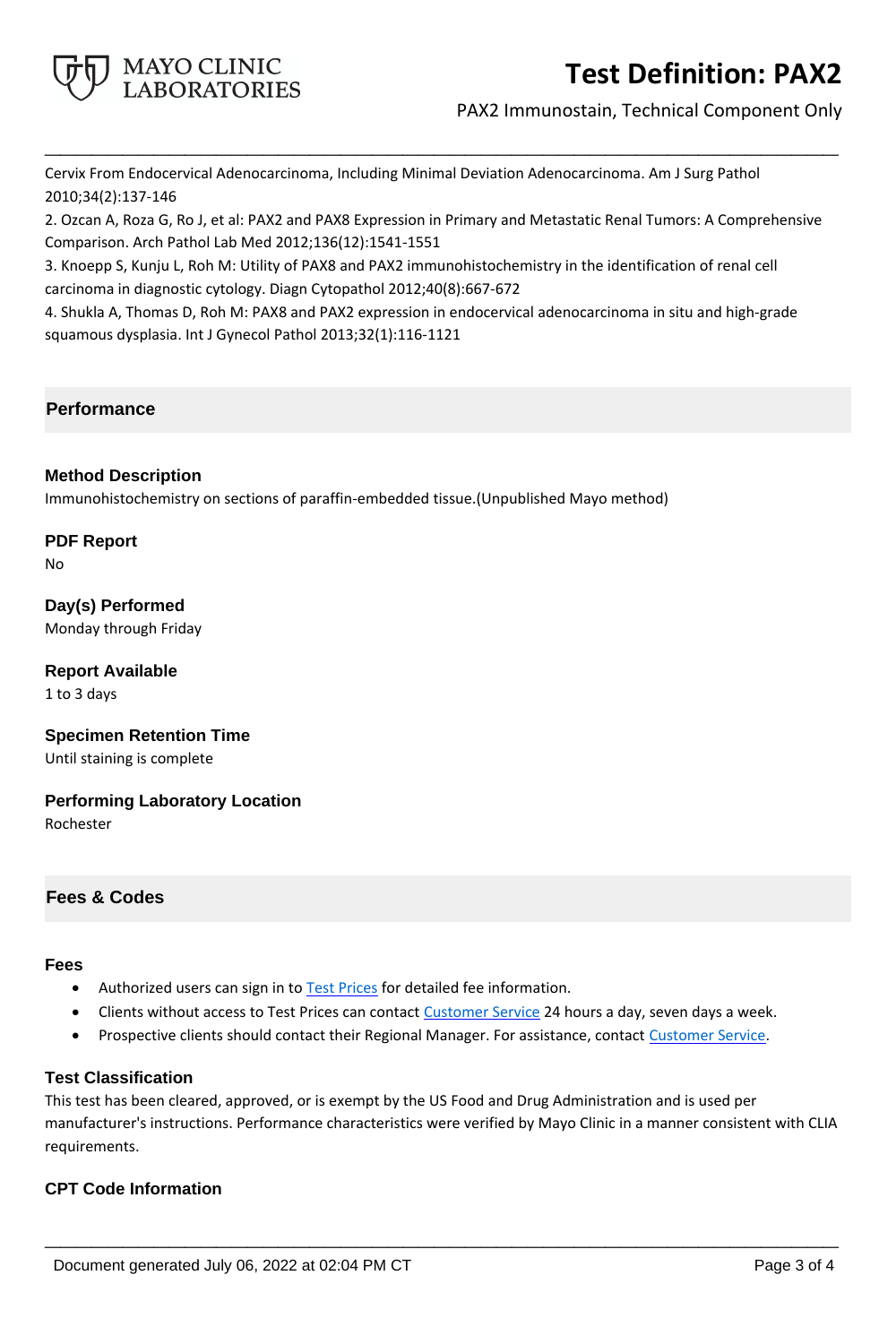Cervix From Endocervical Adenocarcinoma, Including Minimal Deviation Adenocarcinoma. Am J Surg Pathol 2010;34(2):137-146

2. Ozcan A, Roza G, Ro J, et al: PAX2 and PAX8 Expression in Primary and Metastatic Renal Tumors: A Comprehensive Comparison. Arch Pathol Lab Med 2012;136(12):1541-1551

3. Knoepp S, Kunju L, Roh M: Utility of PAX8 and PAX2 immunohistochemistry in the identification of renal cell carcinoma in diagnostic cytology. Diagn Cytopathol 2012;40(8):667-672

4. Shukla A, Thomas D, Roh M: PAX8 and PAX2 expression in endocervical adenocarcinoma in situ and high-grade squamous dysplasia. Int J Gynecol Pathol 2013;32(1):116-1121

## Performance

### Method Description

Immunohistochemistry on sections of paraffin-embedded tissue.(Unpublished Mayo method)

### PDF Report

No

### Day(s) Performed

Monday through Friday

### Report Available

1 to 3 days

### Specimen Retention Time

Until staining is complete

### Performing Laboratory Location

Rochester

## Fees & Codes

### Fees

- Authorized users can sign in to Test Prices for detailed fee information.
- Clients without access to Test Prices can contact Customer Service 24 hours a day, seven days a week.
- Prospective clients should contact their Regional Manager. For assistance, contact Customer Service.

### Test Classification

This test has been cleared, approved, or is exempt by the US Food and Drug Administration and is used per manufacturer's instructions. Performance characteristics were verified by Mayo Clinic in a manner consistent with CLIA requirements.

### CPT Code Information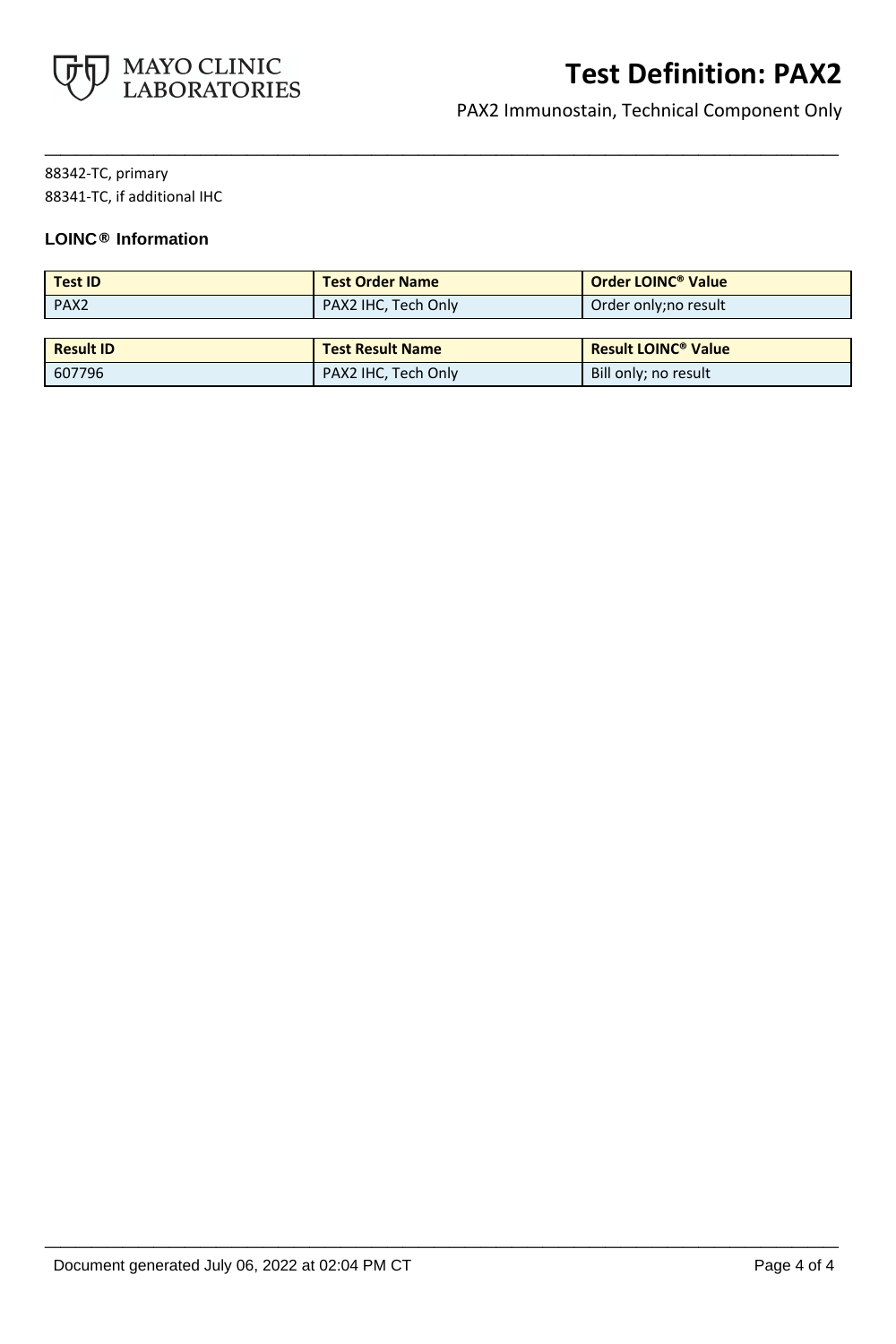88342-TC, primary
88341-TC, if additional IHC

**LOINC® Information**

| Test ID | Test Order Name | Order LOINC® Value |
| --- | --- | --- |
| PAX2 | PAX2 IHC, Tech Only | Order only;no result |

| Result ID | Test Result Name | Result LOINC® Value |
| --- | --- | --- |
| 607796 | PAX2 IHC, Tech Only | Bill only; no result |